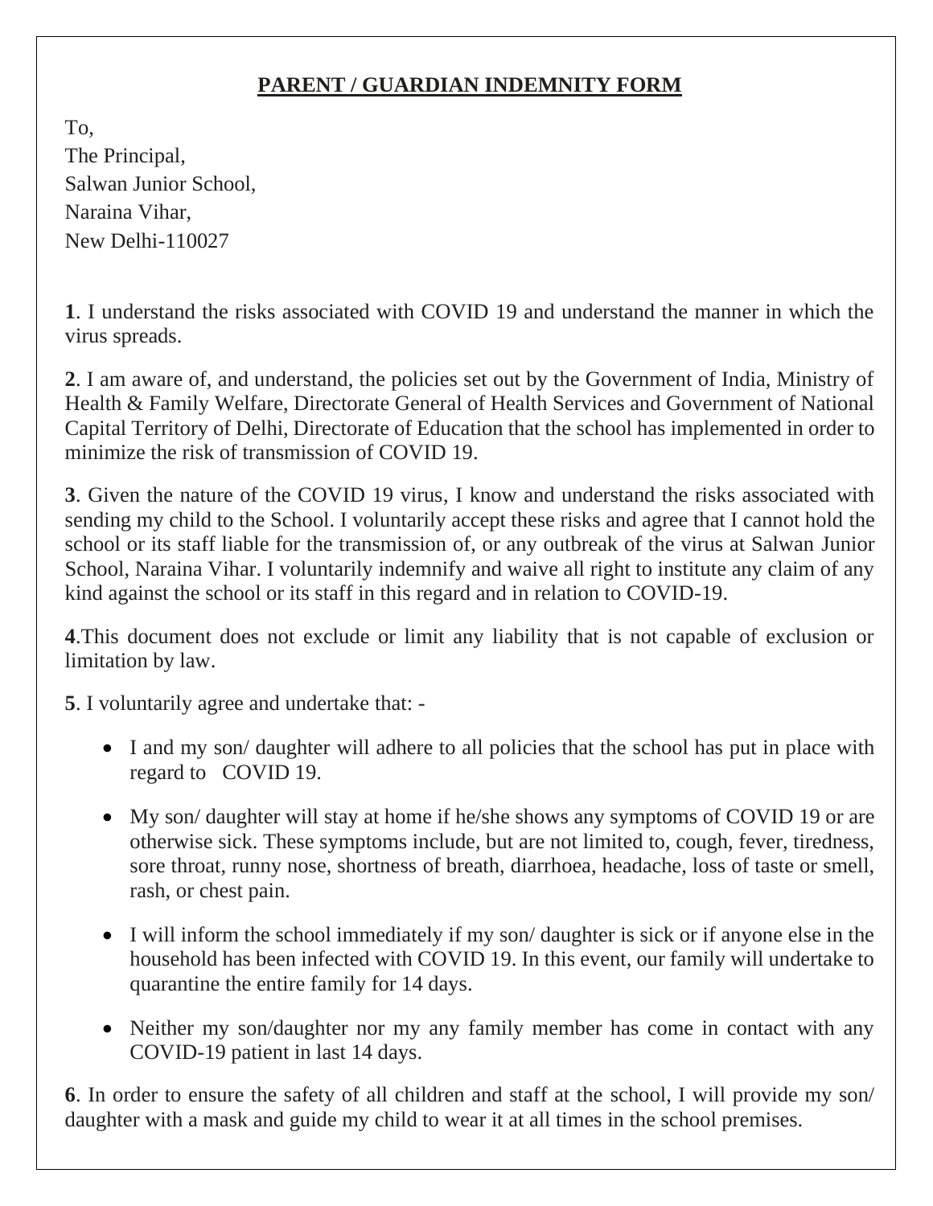# **PARENT / GUARDIAN INDEMNITY FORM**

To,
The Principal,
Salwan Junior School,
Naraina Vihar,
New Delhi-110027

**1**. I understand the risks associated with COVID 19 and understand the manner in which the virus spreads.

**2**. I am aware of, and understand, the policies set out by the Government of India, Ministry of Health & Family Welfare, Directorate General of Health Services and Government of National Capital Territory of Delhi, Directorate of Education that the school has implemented in order to minimize the risk of transmission of COVID 19.

**3**. Given the nature of the COVID 19 virus, I know and understand the risks associated with sending my child to the School. I voluntarily accept these risks and agree that I cannot hold the school or its staff liable for the transmission of, or any outbreak of the virus at Salwan Junior School, Naraina Vihar. I voluntarily indemnify and waive all right to institute any claim of any kind against the school or its staff in this regard and in relation to COVID-19.

**4**.This document does not exclude or limit any liability that is not capable of exclusion or limitation by law.

**5**. I voluntarily agree and undertake that: -

- I and my son/ daughter will adhere to all policies that the school has put in place with regard to COVID 19.
- My son/ daughter will stay at home if he/she shows any symptoms of COVID 19 or are otherwise sick. These symptoms include, but are not limited to, cough, fever, tiredness, sore throat, runny nose, shortness of breath, diarrhoea, headache, loss of taste or smell, rash, or chest pain.
- I will inform the school immediately if my son/ daughter is sick or if anyone else in the household has been infected with COVID 19. In this event, our family will undertake to quarantine the entire family for 14 days.
- Neither my son/daughter nor my any family member has come in contact with any COVID-19 patient in last 14 days.

**6**. In order to ensure the safety of all children and staff at the school, I will provide my son/ daughter with a mask and guide my child to wear it at all times in the school premises.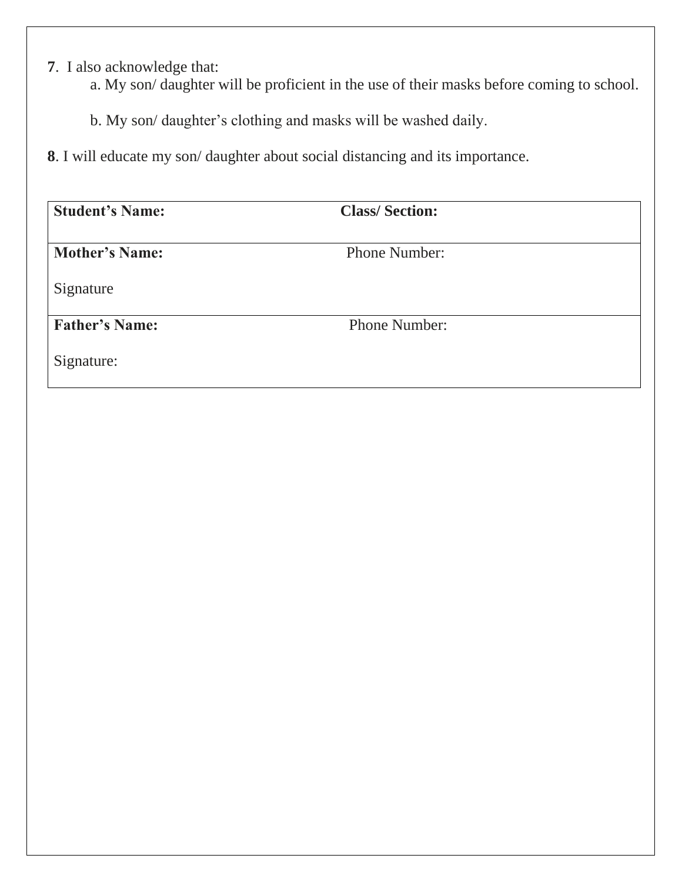**7**. I also acknowledge that:

a. My son/ daughter will be proficient in the use of their masks before coming to school.

b. My son/ daughter's clothing and masks will be washed daily.

**8**. I will educate my son/ daughter about social distancing and its importance.

| | |
|---|---|
| **Student's Name:** | **Class/ Section:** |
| **Mother's Name:**<br><br>Signature | Phone Number: |
| **Father's Name:**<br><br>Signature: | Phone Number: |